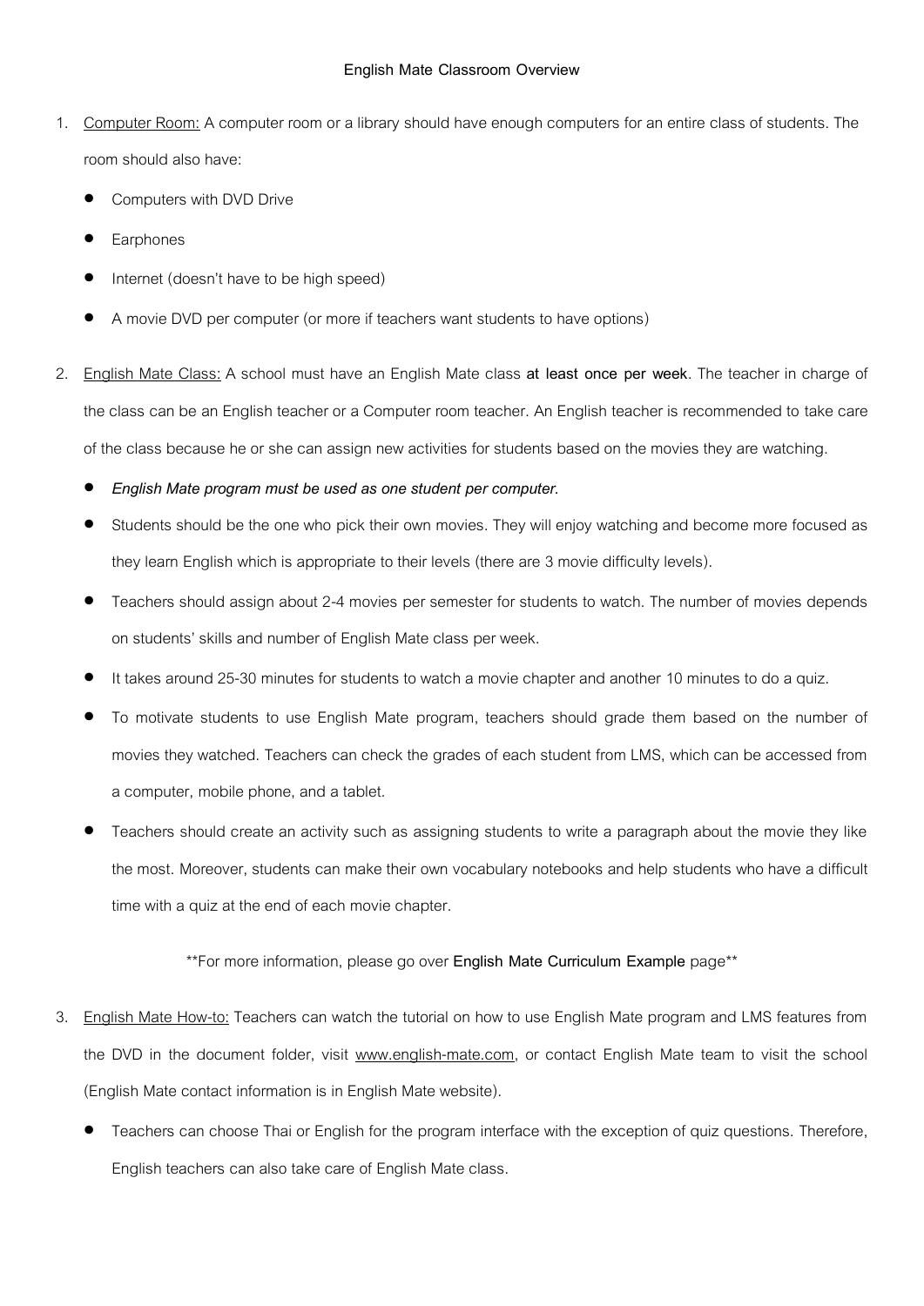# English Mate Classroom Overview

1. <u>Computer Room:</u> A computer room or a library should have enough computers for an entire class of students. The room should also have:
   - Computers with DVD Drive
   - Earphones
   - Internet (doesn't have to be high speed)
   - A movie DVD per computer (or more if teachers want students to have options)

2. <u>English Mate Class:</u> A school must have an English Mate class **at least once per week**. The teacher in charge of the class can be an English teacher or a Computer room teacher. An English teacher is recommended to take care of the class because he or she can assign new activities for students based on the movies they are watching.
   - ***English Mate program must be used as one student per computer.***
   - Students should be the one who pick their own movies. They will enjoy watching and become more focused as they learn English which is appropriate to their levels (there are 3 movie difficulty levels).
   - Teachers should assign about 2-4 movies per semester for students to watch. The number of movies depends on students' skills and number of English Mate class per week.
   - It takes around 25-30 minutes for students to watch a movie chapter and another 10 minutes to do a quiz.
   - To motivate students to use English Mate program, teachers should grade them based on the number of movies they watched. Teachers can check the grades of each student from LMS, which can be accessed from a computer, mobile phone, and a tablet.
   - Teachers should create an activity such as assigning students to write a paragraph about the movie they like the most. Moreover, students can make their own vocabulary notebooks and help students who have a difficult time with a quiz at the end of each movie chapter.

**For more information, please go over **English Mate Curriculum Example** page**

3. <u>English Mate How-to:</u> Teachers can watch the tutorial on how to use English Mate program and LMS features from the DVD in the document folder, visit <u>www.english-mate.com</u>, or contact English Mate team to visit the school (English Mate contact information is in English Mate website).
   - Teachers can choose Thai or English for the program interface with the exception of quiz questions. Therefore, English teachers can also take care of English Mate class.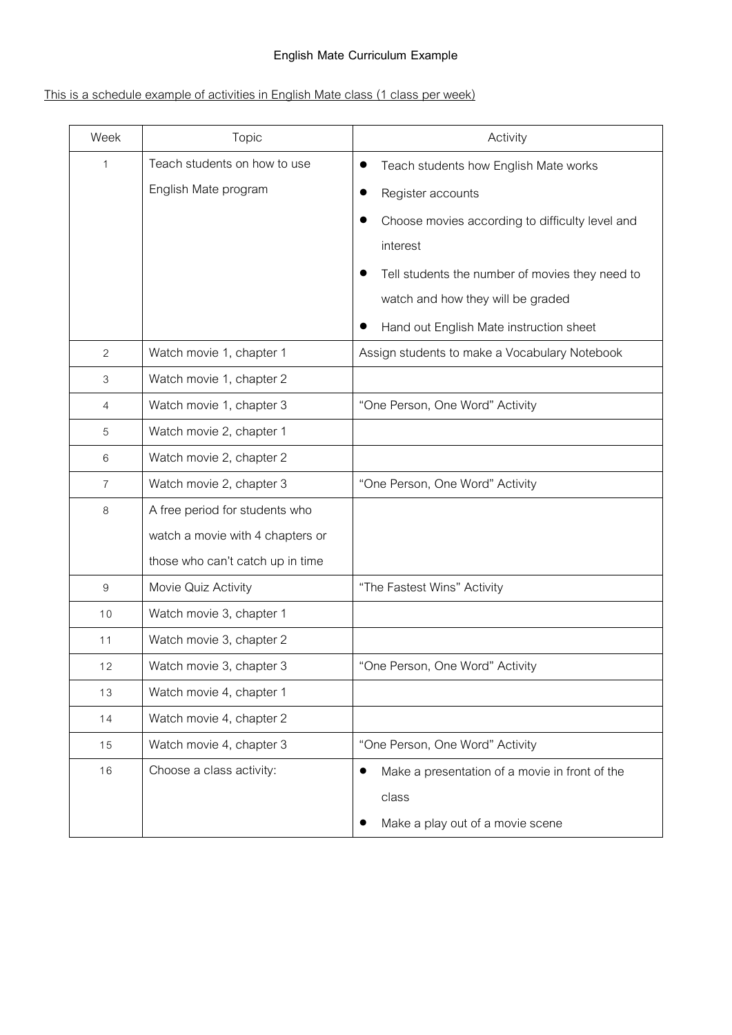# English Mate Curriculum Example

<u>This is a schedule example of activities in English Mate class (1 class per week)</u>

| Week | Topic | Activity |
|---|---|---|
| 1 | Teach students on how to use English Mate program | • Teach students how English Mate works<br>• Register accounts<br>• Choose movies according to difficulty level and interest<br>• Tell students the number of movies they need to watch and how they will be graded<br>• Hand out English Mate instruction sheet |
| 2 | Watch movie 1, chapter 1 | Assign students to make a Vocabulary Notebook |
| 3 | Watch movie 1, chapter 2 | |
| 4 | Watch movie 1, chapter 3 | "One Person, One Word" Activity |
| 5 | Watch movie 2, chapter 1 | |
| 6 | Watch movie 2, chapter 2 | |
| 7 | Watch movie 2, chapter 3 | "One Person, One Word" Activity |
| 8 | A free period for students who watch a movie with 4 chapters or those who can't catch up in time | |
| 9 | Movie Quiz Activity | "The Fastest Wins" Activity |
| 10 | Watch movie 3, chapter 1 | |
| 11 | Watch movie 3, chapter 2 | |
| 12 | Watch movie 3, chapter 3 | "One Person, One Word" Activity |
| 13 | Watch movie 4, chapter 1 | |
| 14 | Watch movie 4, chapter 2 | |
| 15 | Watch movie 4, chapter 3 | "One Person, One Word" Activity |
| 16 | Choose a class activity: | • Make a presentation of a movie in front of the class<br>• Make a play out of a movie scene |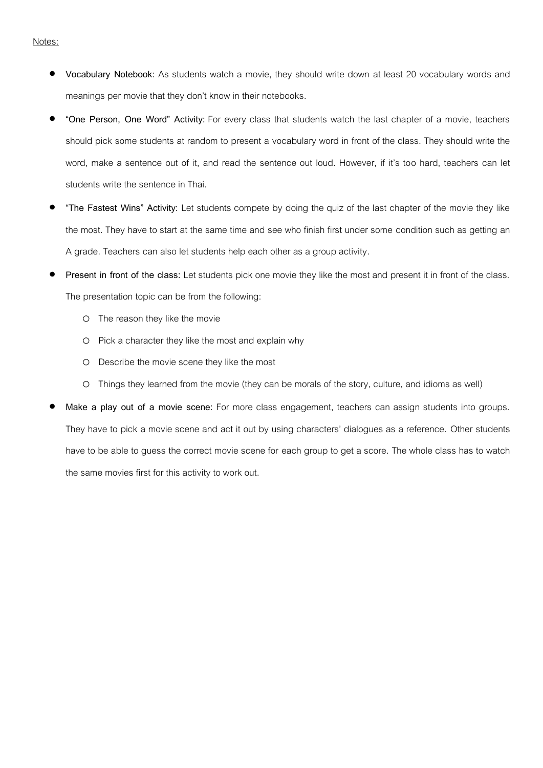<u>Notes:</u>

- **Vocabulary Notebook:** As students watch a movie, they should write down at least 20 vocabulary words and meanings per movie that they don't know in their notebooks.
- **"One Person, One Word" Activity:** For every class that students watch the last chapter of a movie, teachers should pick some students at random to present a vocabulary word in front of the class. They should write the word, make a sentence out of it, and read the sentence out loud. However, if it's too hard, teachers can let students write the sentence in Thai.
- **"The Fastest Wins" Activity:** Let students compete by doing the quiz of the last chapter of the movie they like the most. They have to start at the same time and see who finish first under some condition such as getting an A grade. Teachers can also let students help each other as a group activity.
- **Present in front of the class:** Let students pick one movie they like the most and present it in front of the class. The presentation topic can be from the following:
  - The reason they like the movie
  - Pick a character they like the most and explain why
  - Describe the movie scene they like the most
  - Things they learned from the movie (they can be morals of the story, culture, and idioms as well)
- **Make a play out of a movie scene:** For more class engagement, teachers can assign students into groups. They have to pick a movie scene and act it out by using characters' dialogues as a reference. Other students have to be able to guess the correct movie scene for each group to get a score. The whole class has to watch the same movies first for this activity to work out.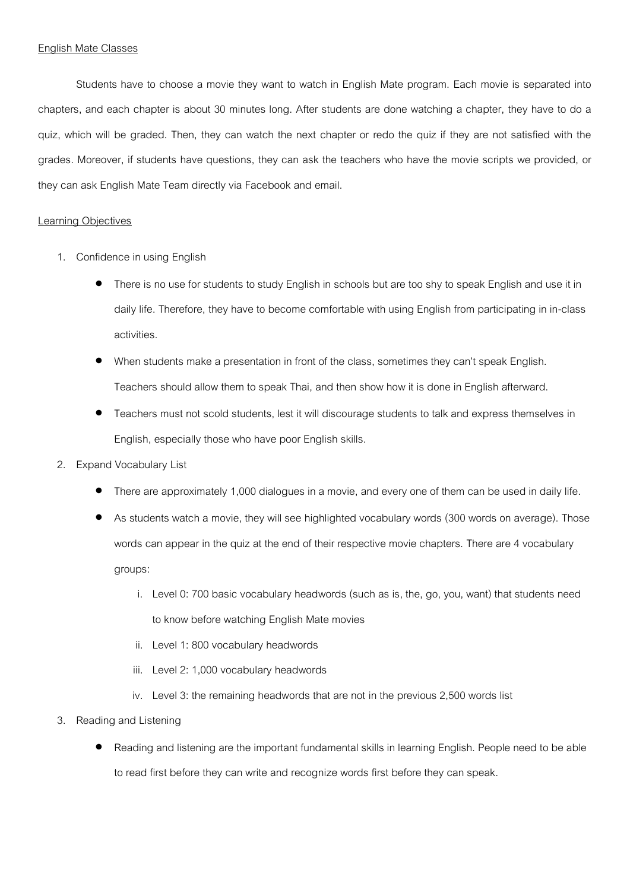<u>English Mate Classes</u>

Students have to choose a movie they want to watch in English Mate program. Each movie is separated into chapters, and each chapter is about 30 minutes long. After students are done watching a chapter, they have to do a quiz, which will be graded. Then, they can watch the next chapter or redo the quiz if they are not satisfied with the grades. Moreover, if students have questions, they can ask the teachers who have the movie scripts we provided, or they can ask English Mate Team directly via Facebook and email.

<u>Learning Objectives</u>

1. Confidence in using English
    - There is no use for students to study English in schools but are too shy to speak English and use it in daily life. Therefore, they have to become comfortable with using English from participating in in-class activities.
    - When students make a presentation in front of the class, sometimes they can't speak English. Teachers should allow them to speak Thai, and then show how it is done in English afterward.
    - Teachers must not scold students, lest it will discourage students to talk and express themselves in English, especially those who have poor English skills.
2. Expand Vocabulary List
    - There are approximately 1,000 dialogues in a movie, and every one of them can be used in daily life.
    - As students watch a movie, they will see highlighted vocabulary words (300 words on average). Those words can appear in the quiz at the end of their respective movie chapters. There are 4 vocabulary groups:
        i. Level 0: 700 basic vocabulary headwords (such as is, the, go, you, want) that students need to know before watching English Mate movies
        ii. Level 1: 800 vocabulary headwords
        iii. Level 2: 1,000 vocabulary headwords
        iv. Level 3: the remaining headwords that are not in the previous 2,500 words list
3. Reading and Listening
    - Reading and listening are the important fundamental skills in learning English. People need to be able to read first before they can write and recognize words first before they can speak.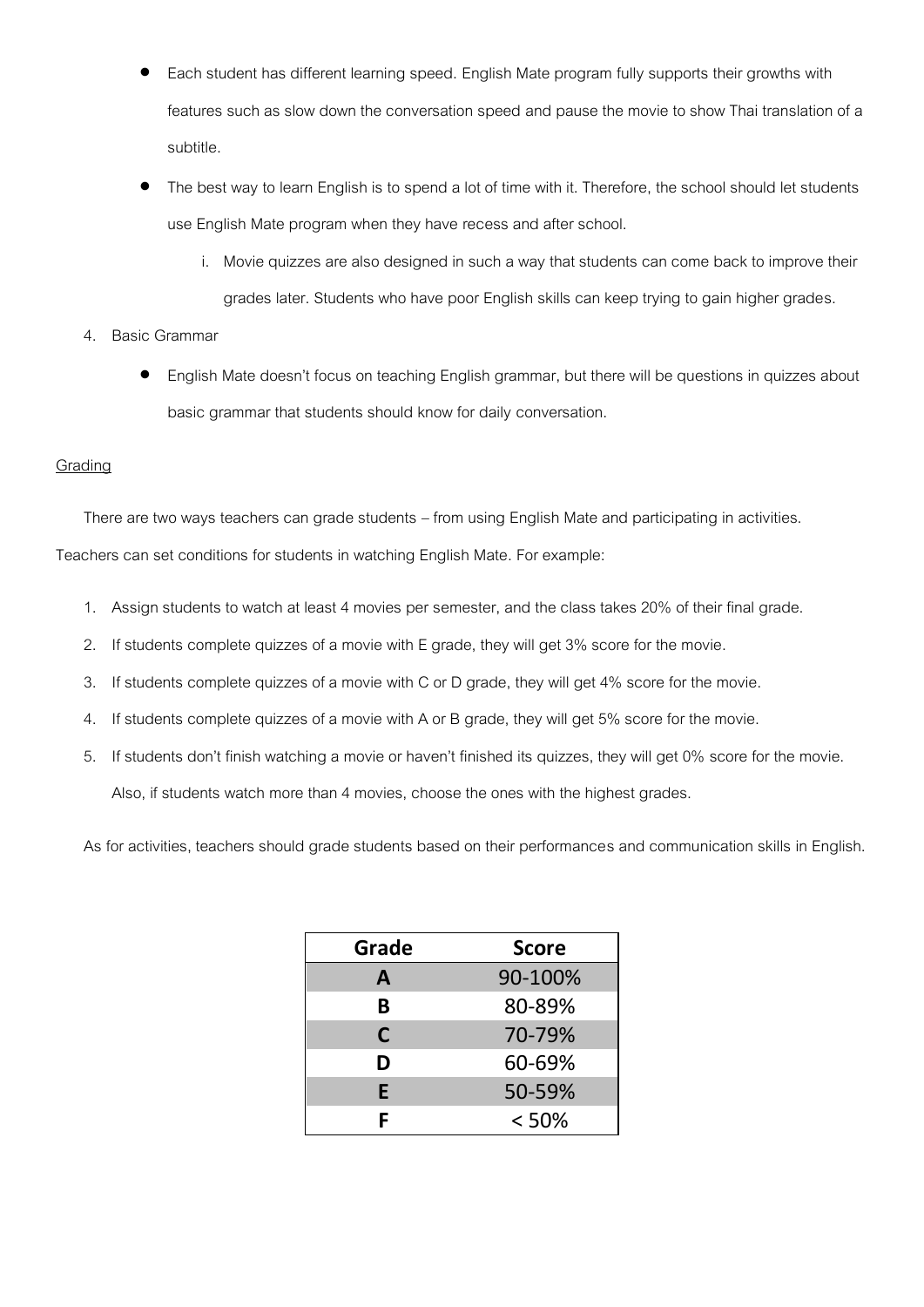- Each student has different learning speed. English Mate program fully supports their growths with features such as slow down the conversation speed and pause the movie to show Thai translation of a subtitle.
- The best way to learn English is to spend a lot of time with it. Therefore, the school should let students use English Mate program when they have recess and after school.
    i. Movie quizzes are also designed in such a way that students can come back to improve their grades later. Students who have poor English skills can keep trying to gain higher grades.

4. Basic Grammar
    - English Mate doesn't focus on teaching English grammar, but there will be questions in quizzes about basic grammar that students should know for daily conversation.

<u>Grading</u>

There are two ways teachers can grade students – from using English Mate and participating in activities. Teachers can set conditions for students in watching English Mate. For example:

1. Assign students to watch at least 4 movies per semester, and the class takes 20% of their final grade.
2. If students complete quizzes of a movie with E grade, they will get 3% score for the movie.
3. If students complete quizzes of a movie with C or D grade, they will get 4% score for the movie.
4. If students complete quizzes of a movie with A or B grade, they will get 5% score for the movie.
5. If students don't finish watching a movie or haven't finished its quizzes, they will get 0% score for the movie. Also, if students watch more than 4 movies, choose the ones with the highest grades.

As for activities, teachers should grade students based on their performances and communication skills in English.

| Grade | Score |
|---|---|
| A | 90-100% |
| B | 80-89% |
| C | 70-79% |
| D | 60-69% |
| E | 50-59% |
| F | < 50% |